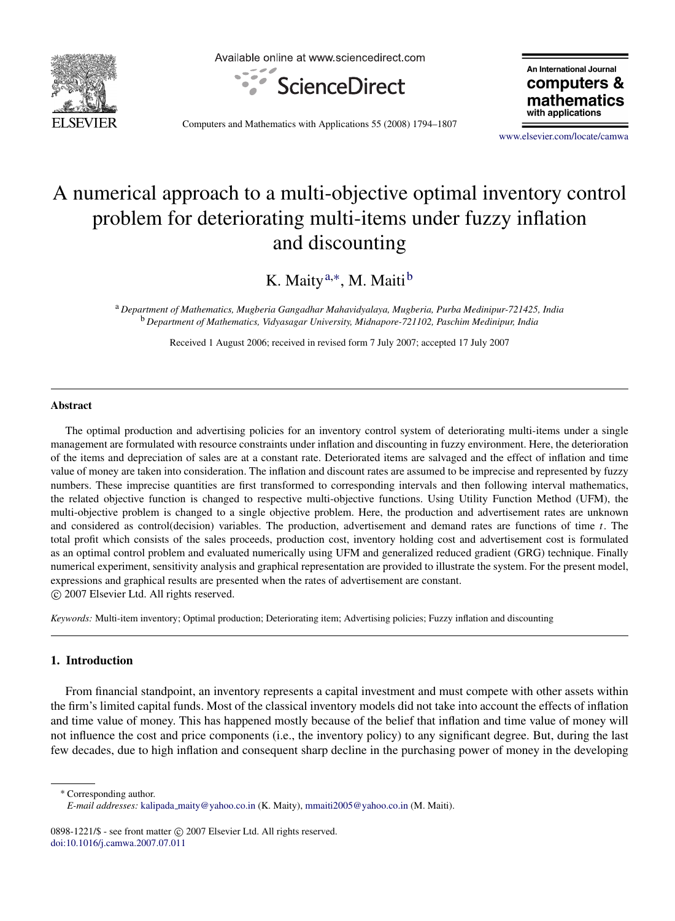# A numerical approach to a multi-objective optimal inventory control problem for deteriorating multi-items under fuzzy inflation and discounting

K. Maity[a,*], M. Maiti[b]

[a] *Department of Mathematics, Mugberia Gangadhar Mahavidyalaya, Mugberia, Purba Medinipur-721425, India*
[b] *Department of Mathematics, Vidyasagar University, Midnapore-721102, Paschim Medinipur, India*

Received 1 August 2006; received in revised form 7 July 2007; accepted 17 July 2007

---

### Abstract

The optimal production and advertising policies for an inventory control system of deteriorating multi-items under a single management are formulated with resource constraints under inflation and discounting in fuzzy environment. Here, the deterioration of the items and depreciation of sales are at a constant rate. Deteriorated items are salvaged and the effect of inflation and time value of money are taken into consideration. The inflation and discount rates are assumed to be imprecise and represented by fuzzy numbers. These imprecise quantities are first transformed to corresponding intervals and then following interval mathematics, the related objective function is changed to respective multi-objective functions. Using Utility Function Method (UFM), the multi-objective problem is changed to a single objective problem. Here, the production and advertisement rates are unknown and considered as control(decision) variables. The production, advertisement and demand rates are functions of time $t$. The total profit which consists of the sales proceeds, production cost, inventory holding cost and advertisement cost is formulated as an optimal control problem and evaluated numerically using UFM and generalized reduced gradient (GRG) technique. Finally numerical experiment, sensitivity analysis and graphical representation are provided to illustrate the system. For the present model, expressions and graphical results are presented when the rates of advertisement are constant.

© 2007 Elsevier Ltd. All rights reserved.

*Keywords:* Multi-item inventory; Optimal production; Deteriorating item; Advertising policies; Fuzzy inflation and discounting

---

## 1. Introduction

From financial standpoint, an inventory represents a capital investment and must compete with other assets within the firm's limited capital funds. Most of the classical inventory models did not take into account the effects of inflation and time value of money. This has happened mostly because of the belief that inflation and time value of money will not influence the cost and price components (i.e., the inventory policy) to any significant degree. But, during the last few decades, due to high inflation and consequent sharp decline in the purchasing power of money in the developing

---

\* Corresponding author.
*E-mail addresses:* kalipada_maity@yahoo.co.in (K. Maity), mmaiti2005@yahoo.co.in (M. Maiti).

0898-1221/$ - see front matter © 2007 Elsevier Ltd. All rights reserved.
doi:10.1016/j.camwa.2007.07.011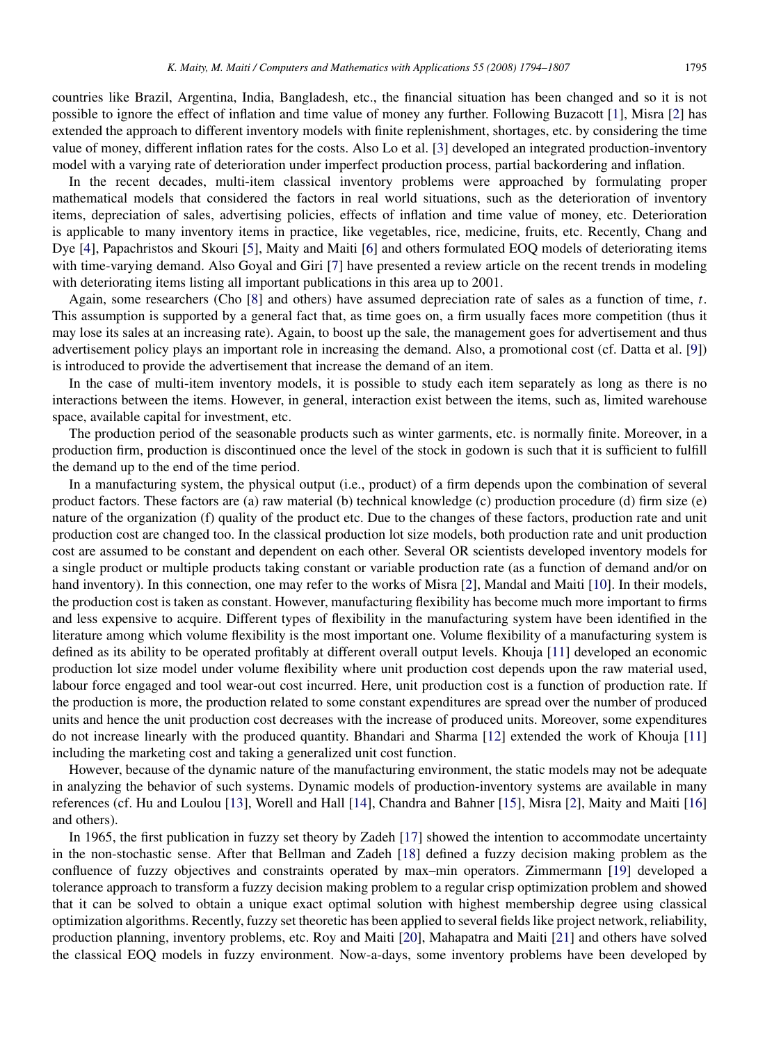countries like Brazil, Argentina, India, Bangladesh, etc., the financial situation has been changed and so it is not possible to ignore the effect of inflation and time value of money any further. Following Buzacott [1], Misra [2] has extended the approach to different inventory models with finite replenishment, shortages, etc. by considering the time value of money, different inflation rates for the costs. Also Lo et al. [3] developed an integrated production-inventory model with a varying rate of deterioration under imperfect production process, partial backordering and inflation.

In the recent decades, multi-item classical inventory problems were approached by formulating proper mathematical models that considered the factors in real world situations, such as the deterioration of inventory items, depreciation of sales, advertising policies, effects of inflation and time value of money, etc. Deterioration is applicable to many inventory items in practice, like vegetables, rice, medicine, fruits, etc. Recently, Chang and Dye [4], Papachristos and Skouri [5], Maity and Maiti [6] and others formulated EOQ models of deteriorating items with time-varying demand. Also Goyal and Giri [7] have presented a review article on the recent trends in modeling with deteriorating items listing all important publications in this area up to 2001.

Again, some researchers (Cho [8] and others) have assumed depreciation rate of sales as a function of time, $t$. This assumption is supported by a general fact that, as time goes on, a firm usually faces more competition (thus it may lose its sales at an increasing rate). Again, to boost up the sale, the management goes for advertisement and thus advertisement policy plays an important role in increasing the demand. Also, a promotional cost (cf. Datta et al. [9]) is introduced to provide the advertisement that increase the demand of an item.

In the case of multi-item inventory models, it is possible to study each item separately as long as there is no interactions between the items. However, in general, interaction exist between the items, such as, limited warehouse space, available capital for investment, etc.

The production period of the seasonable products such as winter garments, etc. is normally finite. Moreover, in a production firm, production is discontinued once the level of the stock in godown is such that it is sufficient to fulfill the demand up to the end of the time period.

In a manufacturing system, the physical output (i.e., product) of a firm depends upon the combination of several product factors. These factors are (a) raw material (b) technical knowledge (c) production procedure (d) firm size (e) nature of the organization (f) quality of the product etc. Due to the changes of these factors, production rate and unit production cost are changed too. In the classical production lot size models, both production rate and unit production cost are assumed to be constant and dependent on each other. Several OR scientists developed inventory models for a single product or multiple products taking constant or variable production rate (as a function of demand and/or on hand inventory). In this connection, one may refer to the works of Misra [2], Mandal and Maiti [10]. In their models, the production cost is taken as constant. However, manufacturing flexibility has become much more important to firms and less expensive to acquire. Different types of flexibility in the manufacturing system have been identified in the literature among which volume flexibility is the most important one. Volume flexibility of a manufacturing system is defined as its ability to be operated profitably at different overall output levels. Khouja [11] developed an economic production lot size model under volume flexibility where unit production cost depends upon the raw material used, labour force engaged and tool wear-out cost incurred. Here, unit production cost is a function of production rate. If the production is more, the production related to some constant expenditures are spread over the number of produced units and hence the unit production cost decreases with the increase of produced units. Moreover, some expenditures do not increase linearly with the produced quantity. Bhandari and Sharma [12] extended the work of Khouja [11] including the marketing cost and taking a generalized unit cost function.

However, because of the dynamic nature of the manufacturing environment, the static models may not be adequate in analyzing the behavior of such systems. Dynamic models of production-inventory systems are available in many references (cf. Hu and Loulou [13], Worell and Hall [14], Chandra and Bahner [15], Misra [2], Maity and Maiti [16] and others).

In 1965, the first publication in fuzzy set theory by Zadeh [17] showed the intention to accommodate uncertainty in the non-stochastic sense. After that Bellman and Zadeh [18] defined a fuzzy decision making problem as the confluence of fuzzy objectives and constraints operated by max–min operators. Zimmermann [19] developed a tolerance approach to transform a fuzzy decision making problem to a regular crisp optimization problem and showed that it can be solved to obtain a unique exact optimal solution with highest membership degree using classical optimization algorithms. Recently, fuzzy set theoretic has been applied to several fields like project network, reliability, production planning, inventory problems, etc. Roy and Maiti [20], Mahapatra and Maiti [21] and others have solved the classical EOQ models in fuzzy environment. Now-a-days, some inventory problems have been developed by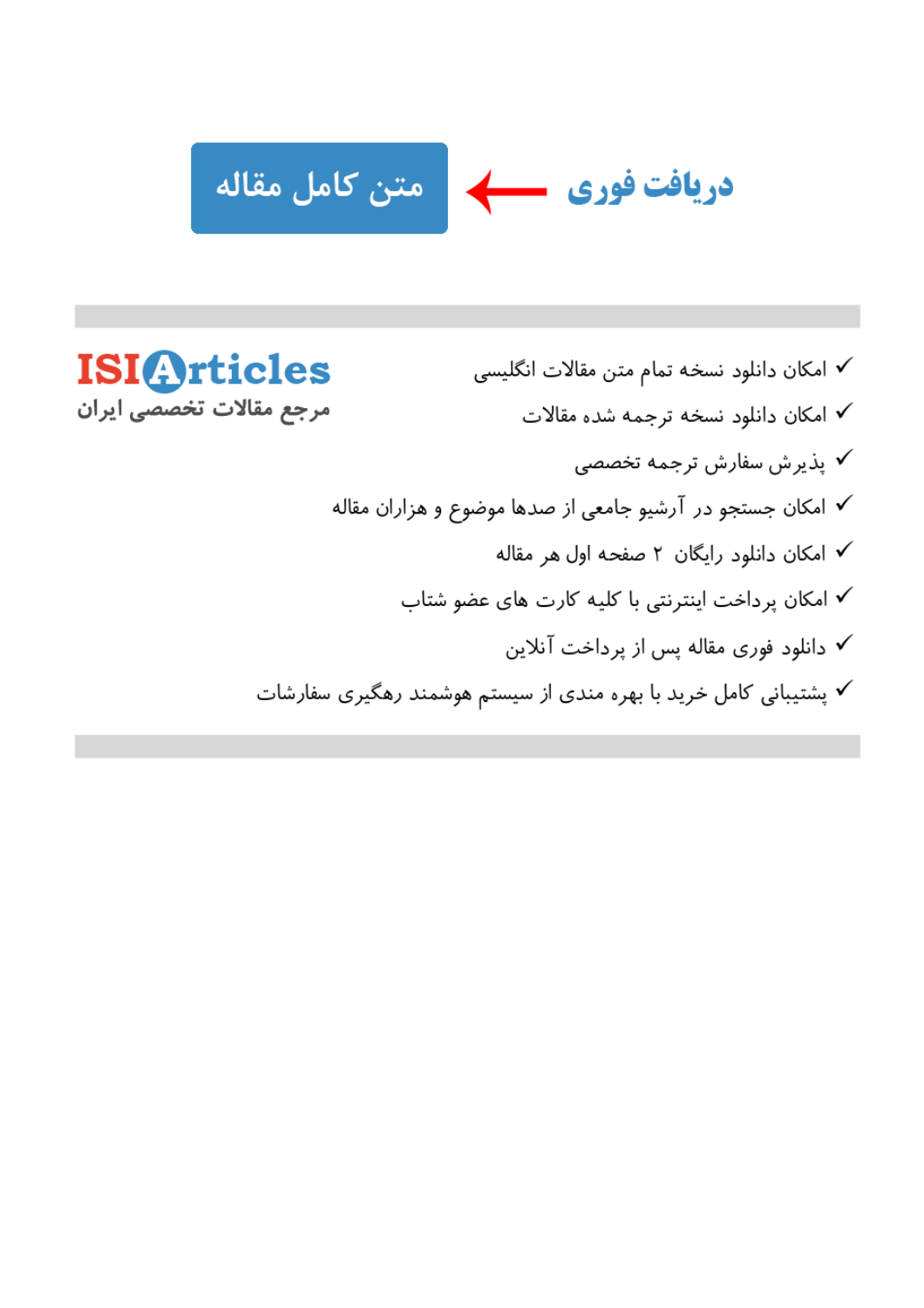دریافت فوری ← متن کامل مقاله

**ISIArticles**
مرجع مقالات تخصصی ایران

- ✓ امکان دانلود نسخه تمام متن مقالات انگلیسی
- ✓ امکان دانلود نسخه ترجمه شده مقالات
- ✓ پذیرش سفارش ترجمه تخصصی
- ✓ امکان جستجو در آرشیو جامعی از صدها موضوع و هزاران مقاله
- ✓ امکان دانلود رایگان ۲ صفحه اول هر مقاله
- ✓ امکان پرداخت اینترنتی با کلیه کارت های عضو شتاب
- ✓ دانلود فوری مقاله پس از پرداخت آنلاین
- ✓ پشتیبانی کامل خرید با بهره مندی از سیستم هوشمند رهگیری سفارشات